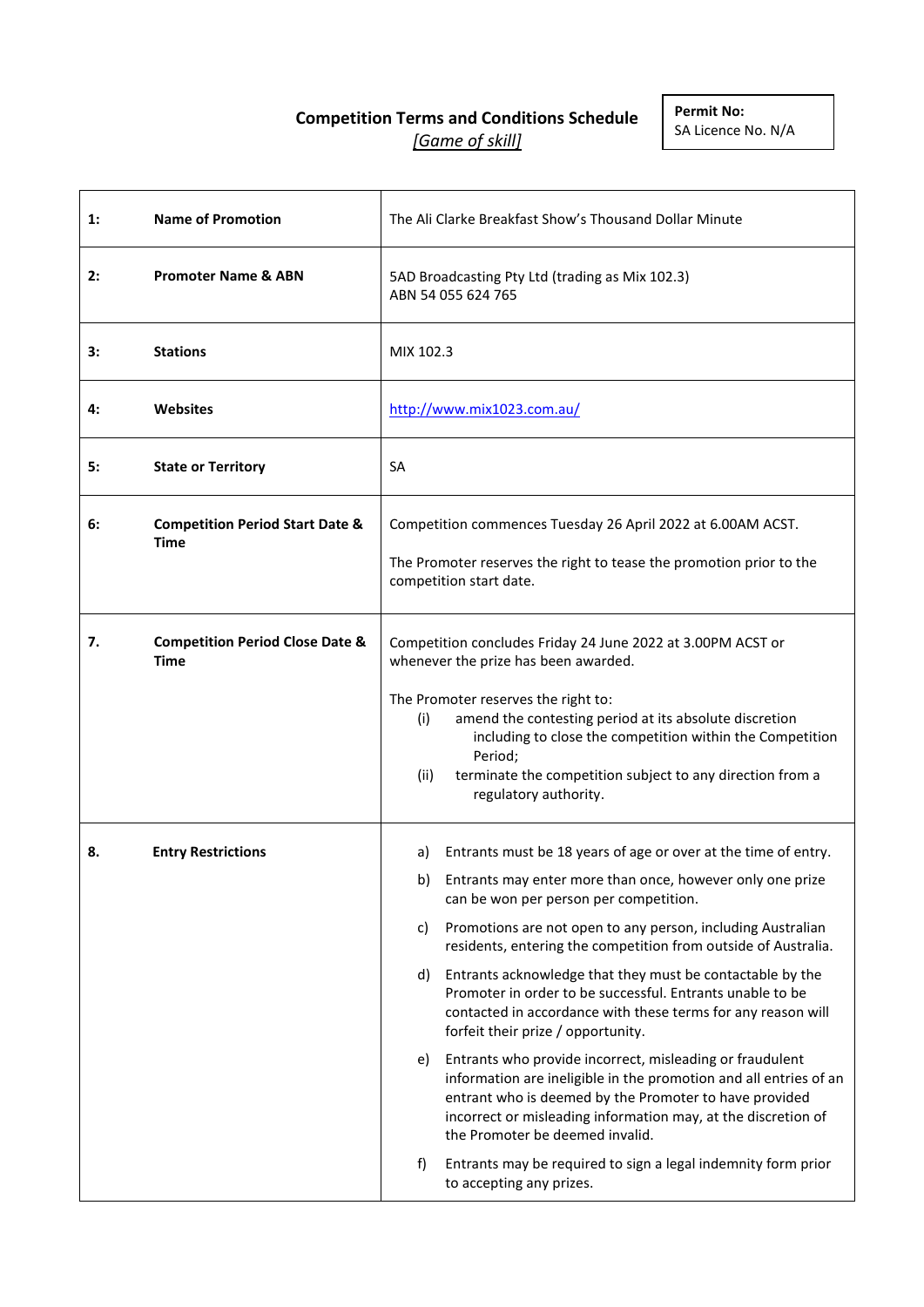# Competition Terms and Conditions Schedule

*[Game of skill]*

**Permit No:**
SA Licence No. N/A

| | | |
|---|---|---|
| **1:** | **Name of Promotion** | The Ali Clarke Breakfast Show's Thousand Dollar Minute |
| **2:** | **Promoter Name & ABN** | 5AD Broadcasting Pty Ltd (trading as Mix 102.3)<br>ABN 54 055 624 765 |
| **3:** | **Stations** | MIX 102.3 |
| **4:** | **Websites** | http://www.mix1023.com.au/ |
| **5:** | **State or Territory** | SA |
| **6:** | **Competition Period Start Date & Time** | Competition commences Tuesday 26 April 2022 at 6.00AM ACST.<br><br>The Promoter reserves the right to tease the promotion prior to the competition start date. |
| **7.** | **Competition Period Close Date & Time** | Competition concludes Friday 24 June 2022 at 3.00PM ACST or whenever the prize has been awarded.<br><br>The Promoter reserves the right to:<br>(i) amend the contesting period at its absolute discretion including to close the competition within the Competition Period;<br>(ii) terminate the competition subject to any direction from a regulatory authority. |
| **8.** | **Entry Restrictions** | a) Entrants must be 18 years of age or over at the time of entry.<br>b) Entrants may enter more than once, however only one prize can be won per person per competition.<br>c) Promotions are not open to any person, including Australian residents, entering the competition from outside of Australia.<br>d) Entrants acknowledge that they must be contactable by the Promoter in order to be successful. Entrants unable to be contacted in accordance with these terms for any reason will forfeit their prize / opportunity.<br>e) Entrants who provide incorrect, misleading or fraudulent information are ineligible in the promotion and all entries of an entrant who is deemed by the Promoter to have provided incorrect or misleading information may, at the discretion of the Promoter be deemed invalid.<br>f) Entrants may be required to sign a legal indemnity form prior to accepting any prizes. |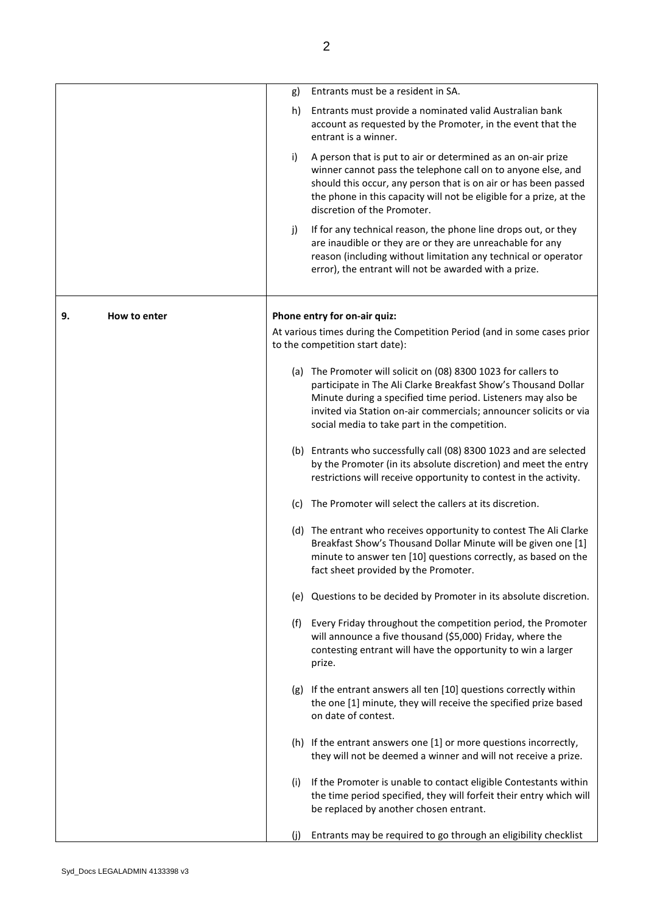| | |
|---|---|
| | g) Entrants must be a resident in SA.<br><br>h) Entrants must provide a nominated valid Australian bank account as requested by the Promoter, in the event that the entrant is a winner.<br><br>i) A person that is put to air or determined as an on-air prize winner cannot pass the telephone call on to anyone else, and should this occur, any person that is on air or has been passed the phone in this capacity will not be eligible for a prize, at the discretion of the Promoter.<br><br>j) If for any technical reason, the phone line drops out, or they are inaudible or they are or they are unreachable for any reason (including without limitation any technical or operator error), the entrant will not be awarded with a prize. |
| **9. How to enter** | **Phone entry for on-air quiz:**<br><br>At various times during the Competition Period (and in some cases prior to the competition start date):<br><br>(a) The Promoter will solicit on (08) 8300 1023 for callers to participate in The Ali Clarke Breakfast Show's Thousand Dollar Minute during a specified time period. Listeners may also be invited via Station on-air commercials; announcer solicits or via social media to take part in the competition.<br><br>(b) Entrants who successfully call (08) 8300 1023 and are selected by the Promoter (in its absolute discretion) and meet the entry restrictions will receive opportunity to contest in the activity.<br><br>(c) The Promoter will select the callers at its discretion.<br><br>(d) The entrant who receives opportunity to contest The Ali Clarke Breakfast Show's Thousand Dollar Minute will be given one [1] minute to answer ten [10] questions correctly, as based on the fact sheet provided by the Promoter.<br><br>(e) Questions to be decided by Promoter in its absolute discretion.<br><br>(f) Every Friday throughout the competition period, the Promoter will announce a five thousand ($5,000) Friday, where the contesting entrant will have the opportunity to win a larger prize.<br><br>(g) If the entrant answers all ten [10] questions correctly within the one [1] minute, they will receive the specified prize based on date of contest.<br><br>(h) If the entrant answers one [1] or more questions incorrectly, they will not be deemed a winner and will not receive a prize.<br><br>(i) If the Promoter is unable to contact eligible Contestants within the time period specified, they will forfeit their entry which will be replaced by another chosen entrant.<br><br>(j) Entrants may be required to go through an eligibility checklist |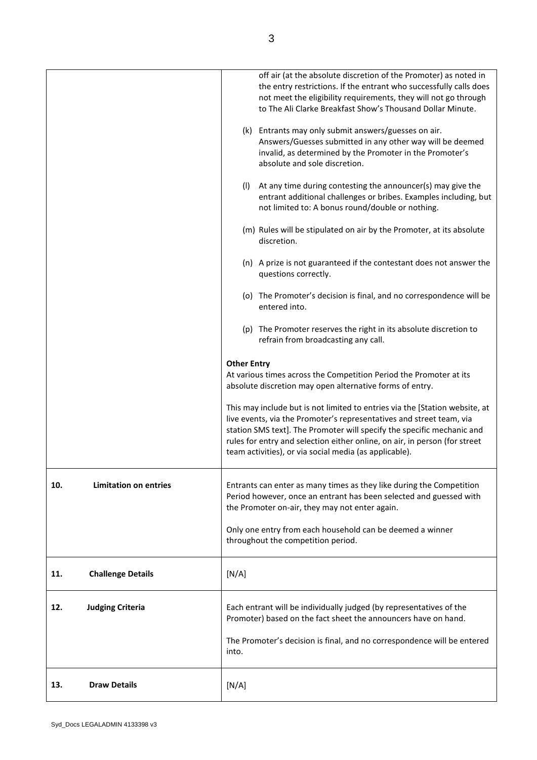| | |
|---|---|
| | off air (at the absolute discretion of the Promoter) as noted in the entry restrictions. If the entrant who successfully calls does not meet the eligibility requirements, they will not go through to The Ali Clarke Breakfast Show's Thousand Dollar Minute.<br><br>(k) Entrants may only submit answers/guesses on air. Answers/Guesses submitted in any other way will be deemed invalid, as determined by the Promoter in the Promoter's absolute and sole discretion.<br><br>(l) At any time during contesting the announcer(s) may give the entrant additional challenges or bribes. Examples including, but not limited to: A bonus round/double or nothing.<br><br>(m) Rules will be stipulated on air by the Promoter, at its absolute discretion.<br><br>(n) A prize is not guaranteed if the contestant does not answer the questions correctly.<br><br>(o) The Promoter's decision is final, and no correspondence will be entered into.<br><br>(p) The Promoter reserves the right in its absolute discretion to refrain from broadcasting any call.<br><br>**Other Entry**<br>At various times across the Competition Period the Promoter at its absolute discretion may open alternative forms of entry.<br><br>This may include but is not limited to entries via the [Station website, at live events, via the Promoter's representatives and street team, via station SMS text]. The Promoter will specify the specific mechanic and rules for entry and selection either online, on air, in person (for street team activities), or via social media (as applicable). |
| **10. Limitation on entries** | Entrants can enter as many times as they like during the Competition Period however, once an entrant has been selected and guessed with the Promoter on-air, they may not enter again.<br><br>Only one entry from each household can be deemed a winner throughout the competition period. |
| **11. Challenge Details** | [N/A] |
| **12. Judging Criteria** | Each entrant will be individually judged (by representatives of the Promoter) based on the fact sheet the announcers have on hand.<br><br>The Promoter's decision is final, and no correspondence will be entered into. |
| **13. Draw Details** | [N/A] |

Syd_Docs LEGALADMIN 4133398 v3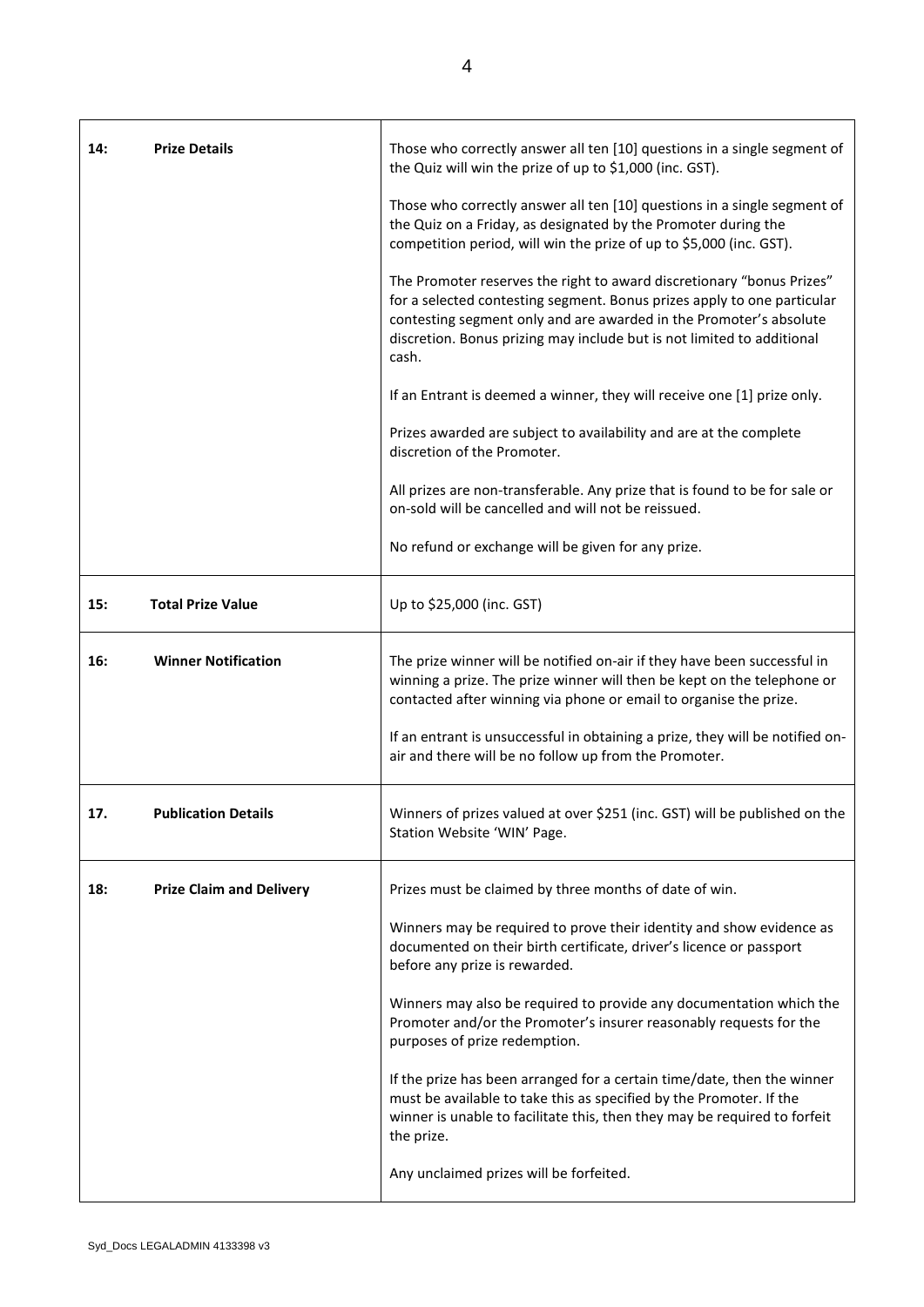| | |
|---|---|
| **14: Prize Details** | Those who correctly answer all ten [10] questions in a single segment of the Quiz will win the prize of up to $1,000 (inc. GST).<br><br>Those who correctly answer all ten [10] questions in a single segment of the Quiz on a Friday, as designated by the Promoter during the competition period, will win the prize of up to $5,000 (inc. GST).<br><br>The Promoter reserves the right to award discretionary "bonus Prizes" for a selected contesting segment. Bonus prizes apply to one particular contesting segment only and are awarded in the Promoter's absolute discretion. Bonus prizing may include but is not limited to additional cash.<br><br>If an Entrant is deemed a winner, they will receive one [1] prize only.<br><br>Prizes awarded are subject to availability and are at the complete discretion of the Promoter.<br><br>All prizes are non-transferable. Any prize that is found to be for sale or on-sold will be cancelled and will not be reissued.<br><br>No refund or exchange will be given for any prize. |
| **15: Total Prize Value** | Up to $25,000 (inc. GST) |
| **16: Winner Notification** | The prize winner will be notified on-air if they have been successful in winning a prize. The prize winner will then be kept on the telephone or contacted after winning via phone or email to organise the prize.<br><br>If an entrant is unsuccessful in obtaining a prize, they will be notified on-air and there will be no follow up from the Promoter. |
| **17. Publication Details** | Winners of prizes valued at over $251 (inc. GST) will be published on the Station Website 'WIN' Page. |
| **18: Prize Claim and Delivery** | Prizes must be claimed by three months of date of win.<br><br>Winners may be required to prove their identity and show evidence as documented on their birth certificate, driver's licence or passport before any prize is rewarded.<br><br>Winners may also be required to provide any documentation which the Promoter and/or the Promoter's insurer reasonably requests for the purposes of prize redemption.<br><br>If the prize has been arranged for a certain time/date, then the winner must be available to take this as specified by the Promoter. If the winner is unable to facilitate this, then they may be required to forfeit the prize.<br><br>Any unclaimed prizes will be forfeited. |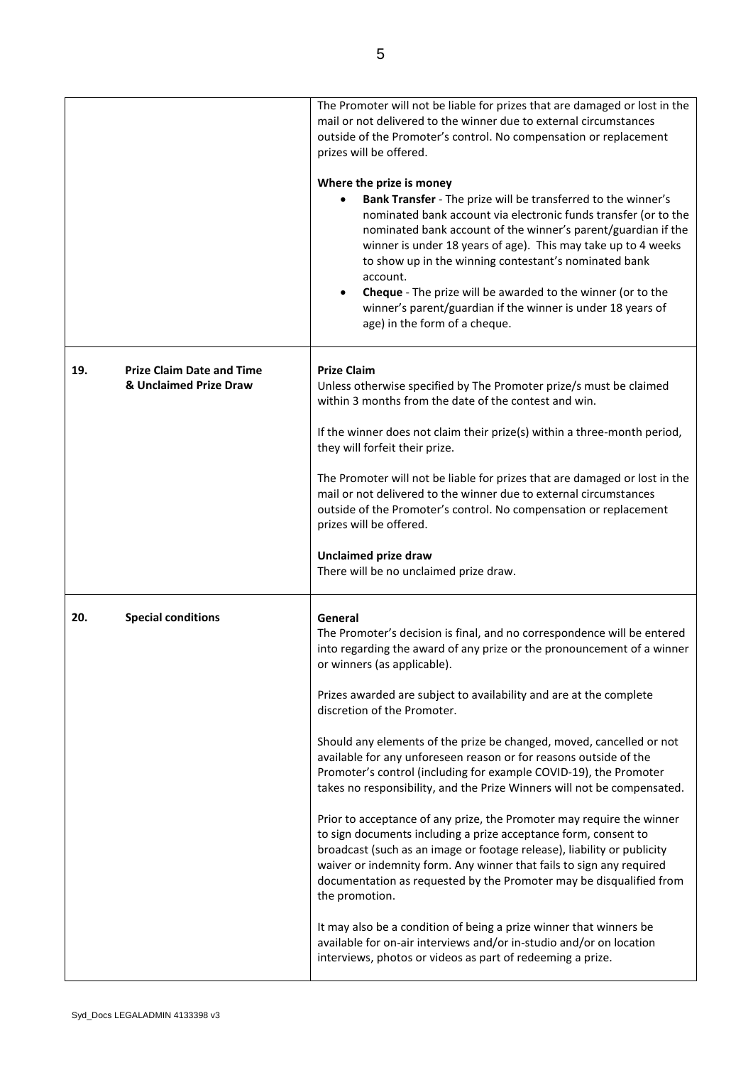| | | |
|---|---|---|
| | | The Promoter will not be liable for prizes that are damaged or lost in the mail or not delivered to the winner due to external circumstances outside of the Promoter's control. No compensation or replacement prizes will be offered.<br><br>**Where the prize is money**<br>• **Bank Transfer** - The prize will be transferred to the winner's nominated bank account via electronic funds transfer (or to the nominated bank account of the winner's parent/guardian if the winner is under 18 years of age). This may take up to 4 weeks to show up in the winning contestant's nominated bank account.<br>• **Cheque** - The prize will be awarded to the winner (or to the winner's parent/guardian if the winner is under 18 years of age) in the form of a cheque. |
| **19.** | **Prize Claim Date and Time & Unclaimed Prize Draw** | **Prize Claim**<br>Unless otherwise specified by The Promoter prize/s must be claimed within 3 months from the date of the contest and win.<br><br>If the winner does not claim their prize(s) within a three-month period, they will forfeit their prize.<br><br>The Promoter will not be liable for prizes that are damaged or lost in the mail or not delivered to the winner due to external circumstances outside of the Promoter's control. No compensation or replacement prizes will be offered.<br><br>**Unclaimed prize draw**<br>There will be no unclaimed prize draw. |
| **20.** | **Special conditions** | **General**<br>The Promoter's decision is final, and no correspondence will be entered into regarding the award of any prize or the pronouncement of a winner or winners (as applicable).<br><br>Prizes awarded are subject to availability and are at the complete discretion of the Promoter.<br><br>Should any elements of the prize be changed, moved, cancelled or not available for any unforeseen reason or for reasons outside of the Promoter's control (including for example COVID-19), the Promoter takes no responsibility, and the Prize Winners will not be compensated.<br><br>Prior to acceptance of any prize, the Promoter may require the winner to sign documents including a prize acceptance form, consent to broadcast (such as an image or footage release), liability or publicity waiver or indemnity form. Any winner that fails to sign any required documentation as requested by the Promoter may be disqualified from the promotion.<br><br>It may also be a condition of being a prize winner that winners be available for on-air interviews and/or in-studio and/or on location interviews, photos or videos as part of redeeming a prize. |

Syd_Docs LEGALADMIN 4133398 v3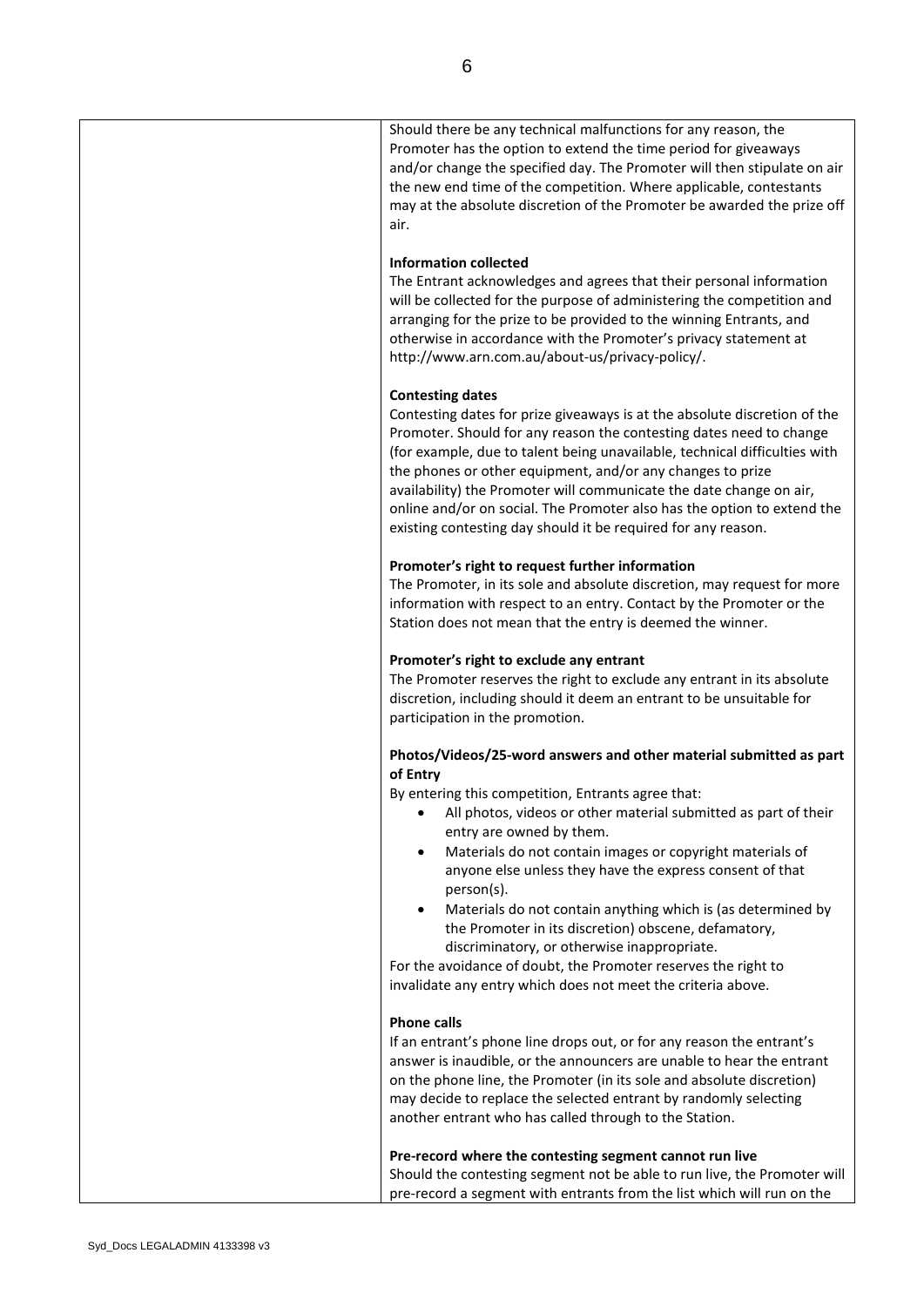Should there be any technical malfunctions for any reason, the Promoter has the option to extend the time period for giveaways and/or change the specified day. The Promoter will then stipulate on air the new end time of the competition. Where applicable, contestants may at the absolute discretion of the Promoter be awarded the prize off air.

**Information collected**
The Entrant acknowledges and agrees that their personal information will be collected for the purpose of administering the competition and arranging for the prize to be provided to the winning Entrants, and otherwise in accordance with the Promoter's privacy statement at http://www.arn.com.au/about-us/privacy-policy/.

**Contesting dates**
Contesting dates for prize giveaways is at the absolute discretion of the Promoter. Should for any reason the contesting dates need to change (for example, due to talent being unavailable, technical difficulties with the phones or other equipment, and/or any changes to prize availability) the Promoter will communicate the date change on air, online and/or on social. The Promoter also has the option to extend the existing contesting day should it be required for any reason.

**Promoter's right to request further information**
The Promoter, in its sole and absolute discretion, may request for more information with respect to an entry. Contact by the Promoter or the Station does not mean that the entry is deemed the winner.

**Promoter's right to exclude any entrant**
The Promoter reserves the right to exclude any entrant in its absolute discretion, including should it deem an entrant to be unsuitable for participation in the promotion.

**Photos/Videos/25-word answers and other material submitted as part of Entry**
By entering this competition, Entrants agree that:

- All photos, videos or other material submitted as part of their entry are owned by them.
- Materials do not contain images or copyright materials of anyone else unless they have the express consent of that person(s).
- Materials do not contain anything which is (as determined by the Promoter in its discretion) obscene, defamatory, discriminatory, or otherwise inappropriate.

For the avoidance of doubt, the Promoter reserves the right to invalidate any entry which does not meet the criteria above.

**Phone calls**
If an entrant's phone line drops out, or for any reason the entrant's answer is inaudible, or the announcers are unable to hear the entrant on the phone line, the Promoter (in its sole and absolute discretion) may decide to replace the selected entrant by randomly selecting another entrant who has called through to the Station.

**Pre-record where the contesting segment cannot run live**
Should the contesting segment not be able to run live, the Promoter will pre-record a segment with entrants from the list which will run on the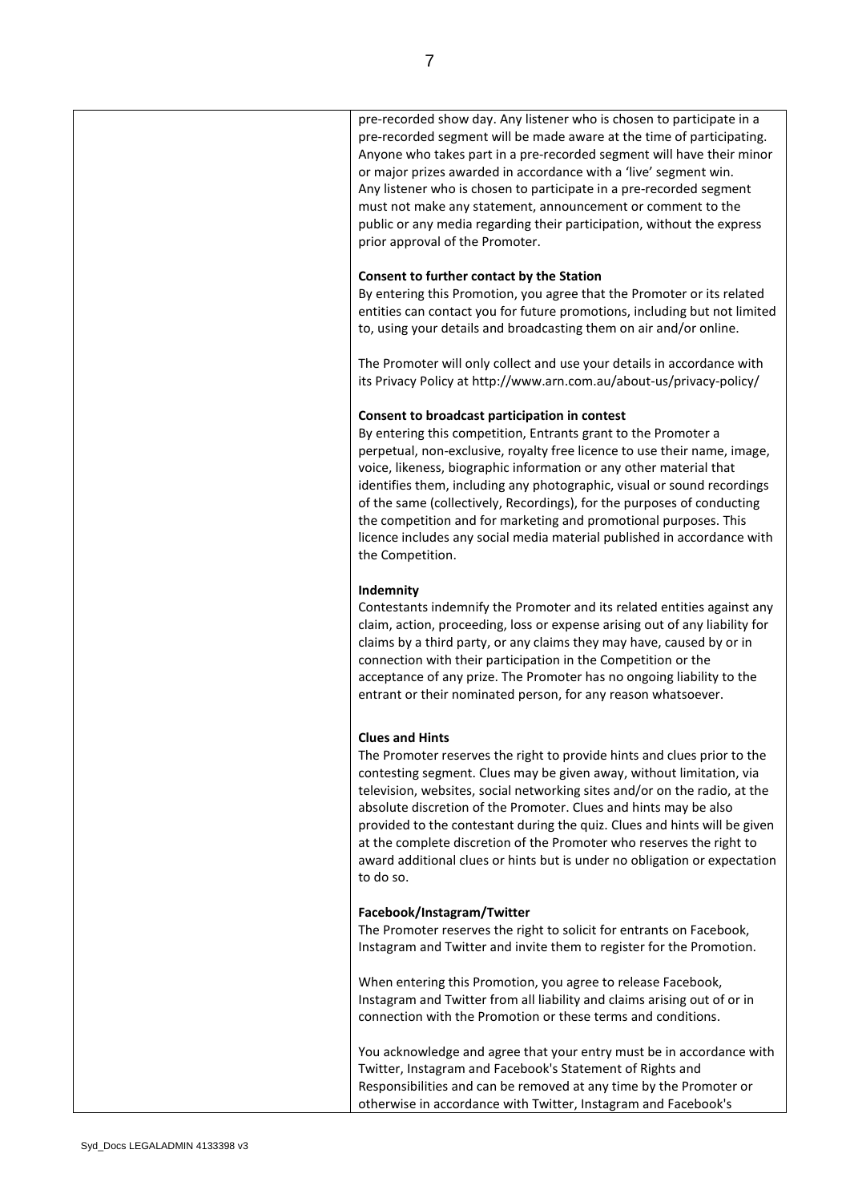pre-recorded show day. Any listener who is chosen to participate in a pre-recorded segment will be made aware at the time of participating. Anyone who takes part in a pre-recorded segment will have their minor or major prizes awarded in accordance with a 'live' segment win. Any listener who is chosen to participate in a pre-recorded segment must not make any statement, announcement or comment to the public or any media regarding their participation, without the express prior approval of the Promoter.

**Consent to further contact by the Station**
By entering this Promotion, you agree that the Promoter or its related entities can contact you for future promotions, including but not limited to, using your details and broadcasting them on air and/or online.

The Promoter will only collect and use your details in accordance with its Privacy Policy at http://www.arn.com.au/about-us/privacy-policy/

**Consent to broadcast participation in contest**
By entering this competition, Entrants grant to the Promoter a perpetual, non-exclusive, royalty free licence to use their name, image, voice, likeness, biographic information or any other material that identifies them, including any photographic, visual or sound recordings of the same (collectively, Recordings), for the purposes of conducting the competition and for marketing and promotional purposes. This licence includes any social media material published in accordance with the Competition.

**Indemnity**
Contestants indemnify the Promoter and its related entities against any claim, action, proceeding, loss or expense arising out of any liability for claims by a third party, or any claims they may have, caused by or in connection with their participation in the Competition or the acceptance of any prize. The Promoter has no ongoing liability to the entrant or their nominated person, for any reason whatsoever.

**Clues and Hints**
The Promoter reserves the right to provide hints and clues prior to the contesting segment. Clues may be given away, without limitation, via television, websites, social networking sites and/or on the radio, at the absolute discretion of the Promoter. Clues and hints may be also provided to the contestant during the quiz. Clues and hints will be given at the complete discretion of the Promoter who reserves the right to award additional clues or hints but is under no obligation or expectation to do so.

**Facebook/Instagram/Twitter**
The Promoter reserves the right to solicit for entrants on Facebook, Instagram and Twitter and invite them to register for the Promotion.

When entering this Promotion, you agree to release Facebook, Instagram and Twitter from all liability and claims arising out of or in connection with the Promotion or these terms and conditions.

You acknowledge and agree that your entry must be in accordance with Twitter, Instagram and Facebook's Statement of Rights and Responsibilities and can be removed at any time by the Promoter or otherwise in accordance with Twitter, Instagram and Facebook's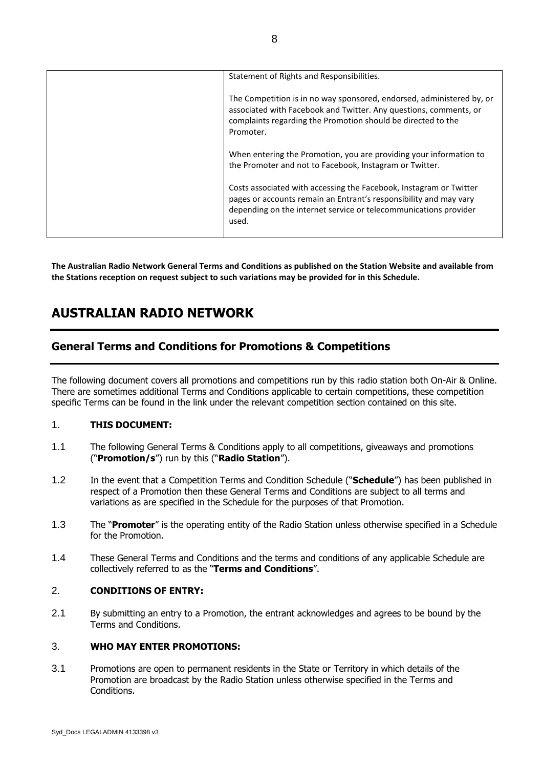| | Statement of Rights and Responsibilities.<br><br>The Competition is in no way sponsored, endorsed, administered by, or associated with Facebook and Twitter. Any questions, comments, or complaints regarding the Promotion should be directed to the Promoter.<br><br>When entering the Promotion, you are providing your information to the Promoter and not to Facebook, Instagram or Twitter.<br><br>Costs associated with accessing the Facebook, Instagram or Twitter pages or accounts remain an Entrant's responsibility and may vary depending on the internet service or telecommunications provider used. |
|---|---|

**The Australian Radio Network General Terms and Conditions as published on the Station Website and available from the Stations reception on request subject to such variations may be provided for in this Schedule.**

# AUSTRALIAN RADIO NETWORK

## General Terms and Conditions for Promotions & Competitions

The following document covers all promotions and competitions run by this radio station both On-Air & Online. There are sometimes additional Terms and Conditions applicable to certain competitions, these competition specific Terms can be found in the link under the relevant competition section contained on this site.

1. **THIS DOCUMENT:**

1.1 The following General Terms & Conditions apply to all competitions, giveaways and promotions ("**Promotion/s**") run by this ("**Radio Station**").

1.2 In the event that a Competition Terms and Condition Schedule ("**Schedule**") has been published in respect of a Promotion then these General Terms and Conditions are subject to all terms and variations as are specified in the Schedule for the purposes of that Promotion.

1.3 The "**Promoter**" is the operating entity of the Radio Station unless otherwise specified in a Schedule for the Promotion.

1.4 These General Terms and Conditions and the terms and conditions of any applicable Schedule are collectively referred to as the "**Terms and Conditions**".

2. **CONDITIONS OF ENTRY:**

2.1 By submitting an entry to a Promotion, the entrant acknowledges and agrees to be bound by the Terms and Conditions.

3. **WHO MAY ENTER PROMOTIONS:**

3.1 Promotions are open to permanent residents in the State or Territory in which details of the Promotion are broadcast by the Radio Station unless otherwise specified in the Terms and Conditions.

Syd_Docs LEGALADMIN 4133398 v3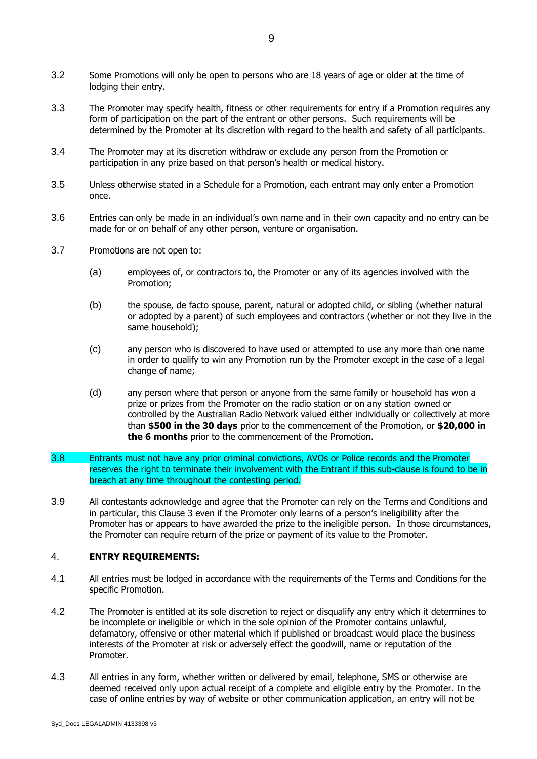3.2 Some Promotions will only be open to persons who are 18 years of age or older at the time of lodging their entry.

3.3 The Promoter may specify health, fitness or other requirements for entry if a Promotion requires any form of participation on the part of the entrant or other persons. Such requirements will be determined by the Promoter at its discretion with regard to the health and safety of all participants.

3.4 The Promoter may at its discretion withdraw or exclude any person from the Promotion or participation in any prize based on that person's health or medical history.

3.5 Unless otherwise stated in a Schedule for a Promotion, each entrant may only enter a Promotion once.

3.6 Entries can only be made in an individual's own name and in their own capacity and no entry can be made for or on behalf of any other person, venture or organisation.

3.7 Promotions are not open to:

(a) employees of, or contractors to, the Promoter or any of its agencies involved with the Promotion;

(b) the spouse, de facto spouse, parent, natural or adopted child, or sibling (whether natural or adopted by a parent) of such employees and contractors (whether or not they live in the same household);

(c) any person who is discovered to have used or attempted to use any more than one name in order to qualify to win any Promotion run by the Promoter except in the case of a legal change of name;

(d) any person where that person or anyone from the same family or household has won a prize or prizes from the Promoter on the radio station or on any station owned or controlled by the Australian Radio Network valued either individually or collectively at more than **$500 in the 30 days** prior to the commencement of the Promotion, or **$20,000 in the 6 months** prior to the commencement of the Promotion.

3.8 Entrants must not have any prior criminal convictions, AVOs or Police records and the Promoter reserves the right to terminate their involvement with the Entrant if this sub-clause is found to be in breach at any time throughout the contesting period.

3.9 All contestants acknowledge and agree that the Promoter can rely on the Terms and Conditions and in particular, this Clause 3 even if the Promoter only learns of a person's ineligibility after the Promoter has or appears to have awarded the prize to the ineligible person. In those circumstances, the Promoter can require return of the prize or payment of its value to the Promoter.

## 4. ENTRY REQUIREMENTS:

4.1 All entries must be lodged in accordance with the requirements of the Terms and Conditions for the specific Promotion.

4.2 The Promoter is entitled at its sole discretion to reject or disqualify any entry which it determines to be incomplete or ineligible or which in the sole opinion of the Promoter contains unlawful, defamatory, offensive or other material which if published or broadcast would place the business interests of the Promoter at risk or adversely effect the goodwill, name or reputation of the Promoter.

4.3 All entries in any form, whether written or delivered by email, telephone, SMS or otherwise are deemed received only upon actual receipt of a complete and eligible entry by the Promoter. In the case of online entries by way of website or other communication application, an entry will not be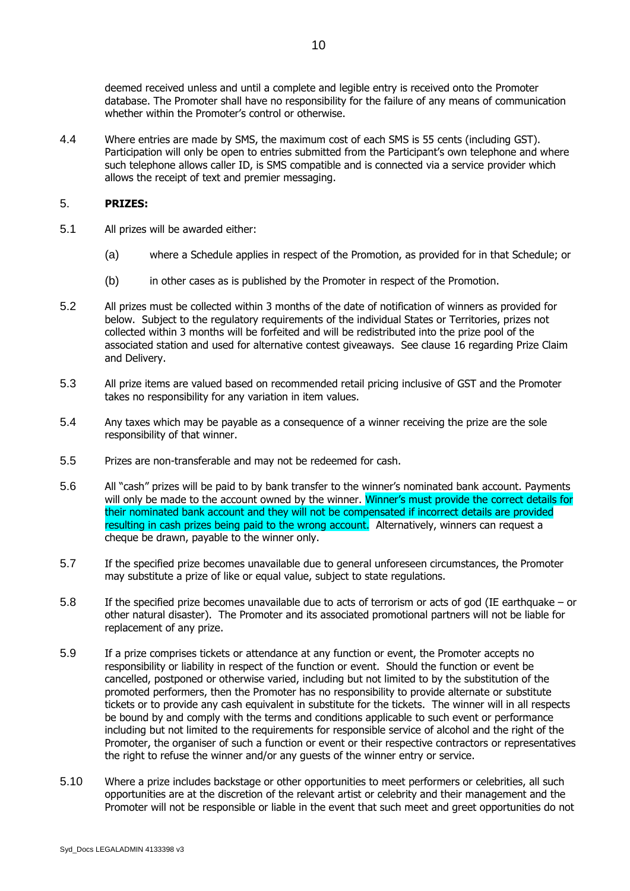deemed received unless and until a complete and legible entry is received onto the Promoter database. The Promoter shall have no responsibility for the failure of any means of communication whether within the Promoter's control or otherwise.

4.4 Where entries are made by SMS, the maximum cost of each SMS is 55 cents (including GST). Participation will only be open to entries submitted from the Participant's own telephone and where such telephone allows caller ID, is SMS compatible and is connected via a service provider which allows the receipt of text and premier messaging.

## 5. PRIZES:

5.1 All prizes will be awarded either:

(a) where a Schedule applies in respect of the Promotion, as provided for in that Schedule; or

(b) in other cases as is published by the Promoter in respect of the Promotion.

5.2 All prizes must be collected within 3 months of the date of notification of winners as provided for below. Subject to the regulatory requirements of the individual States or Territories, prizes not collected within 3 months will be forfeited and will be redistributed into the prize pool of the associated station and used for alternative contest giveaways. See clause 16 regarding Prize Claim and Delivery.

5.3 All prize items are valued based on recommended retail pricing inclusive of GST and the Promoter takes no responsibility for any variation in item values.

5.4 Any taxes which may be payable as a consequence of a winner receiving the prize are the sole responsibility of that winner.

5.5 Prizes are non-transferable and may not be redeemed for cash.

5.6 All "cash" prizes will be paid to by bank transfer to the winner's nominated bank account. Payments will only be made to the account owned by the winner. Winner's must provide the correct details for their nominated bank account and they will not be compensated if incorrect details are provided resulting in cash prizes being paid to the wrong account. Alternatively, winners can request a cheque be drawn, payable to the winner only.

5.7 If the specified prize becomes unavailable due to general unforeseen circumstances, the Promoter may substitute a prize of like or equal value, subject to state regulations.

5.8 If the specified prize becomes unavailable due to acts of terrorism or acts of god (IE earthquake – or other natural disaster). The Promoter and its associated promotional partners will not be liable for replacement of any prize.

5.9 If a prize comprises tickets or attendance at any function or event, the Promoter accepts no responsibility or liability in respect of the function or event. Should the function or event be cancelled, postponed or otherwise varied, including but not limited to by the substitution of the promoted performers, then the Promoter has no responsibility to provide alternate or substitute tickets or to provide any cash equivalent in substitute for the tickets. The winner will in all respects be bound by and comply with the terms and conditions applicable to such event or performance including but not limited to the requirements for responsible service of alcohol and the right of the Promoter, the organiser of such a function or event or their respective contractors or representatives the right to refuse the winner and/or any guests of the winner entry or service.

5.10 Where a prize includes backstage or other opportunities to meet performers or celebrities, all such opportunities are at the discretion of the relevant artist or celebrity and their management and the Promoter will not be responsible or liable in the event that such meet and greet opportunities do not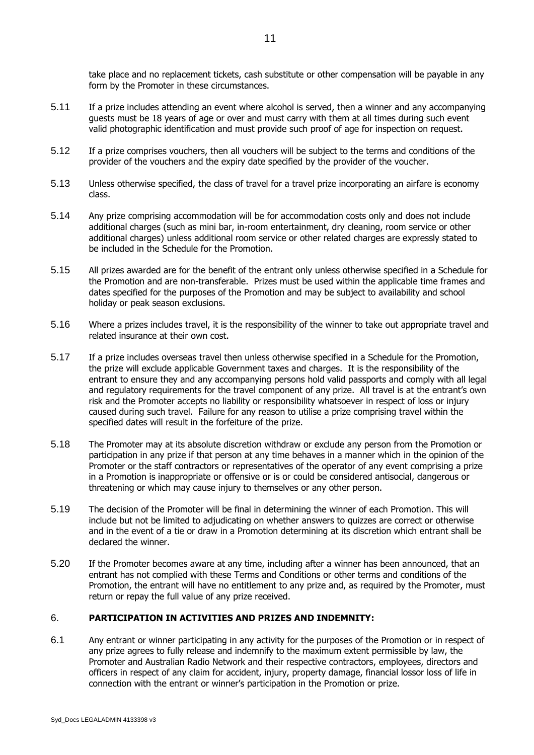take place and no replacement tickets, cash substitute or other compensation will be payable in any form by the Promoter in these circumstances.

5.11 If a prize includes attending an event where alcohol is served, then a winner and any accompanying guests must be 18 years of age or over and must carry with them at all times during such event valid photographic identification and must provide such proof of age for inspection on request.

5.12 If a prize comprises vouchers, then all vouchers will be subject to the terms and conditions of the provider of the vouchers and the expiry date specified by the provider of the voucher.

5.13 Unless otherwise specified, the class of travel for a travel prize incorporating an airfare is economy class.

5.14 Any prize comprising accommodation will be for accommodation costs only and does not include additional charges (such as mini bar, in-room entertainment, dry cleaning, room service or other additional charges) unless additional room service or other related charges are expressly stated to be included in the Schedule for the Promotion.

5.15 All prizes awarded are for the benefit of the entrant only unless otherwise specified in a Schedule for the Promotion and are non-transferable. Prizes must be used within the applicable time frames and dates specified for the purposes of the Promotion and may be subject to availability and school holiday or peak season exclusions.

5.16 Where a prizes includes travel, it is the responsibility of the winner to take out appropriate travel and related insurance at their own cost.

5.17 If a prize includes overseas travel then unless otherwise specified in a Schedule for the Promotion, the prize will exclude applicable Government taxes and charges. It is the responsibility of the entrant to ensure they and any accompanying persons hold valid passports and comply with all legal and regulatory requirements for the travel component of any prize. All travel is at the entrant's own risk and the Promoter accepts no liability or responsibility whatsoever in respect of loss or injury caused during such travel. Failure for any reason to utilise a prize comprising travel within the specified dates will result in the forfeiture of the prize.

5.18 The Promoter may at its absolute discretion withdraw or exclude any person from the Promotion or participation in any prize if that person at any time behaves in a manner which in the opinion of the Promoter or the staff contractors or representatives of the operator of any event comprising a prize in a Promotion is inappropriate or offensive or is or could be considered antisocial, dangerous or threatening or which may cause injury to themselves or any other person.

5.19 The decision of the Promoter will be final in determining the winner of each Promotion. This will include but not be limited to adjudicating on whether answers to quizzes are correct or otherwise and in the event of a tie or draw in a Promotion determining at its discretion which entrant shall be declared the winner.

5.20 If the Promoter becomes aware at any time, including after a winner has been announced, that an entrant has not complied with these Terms and Conditions or other terms and conditions of the Promotion, the entrant will have no entitlement to any prize and, as required by the Promoter, must return or repay the full value of any prize received.

## 6. PARTICIPATION IN ACTIVITIES AND PRIZES AND INDEMNITY:

6.1 Any entrant or winner participating in any activity for the purposes of the Promotion or in respect of any prize agrees to fully release and indemnify to the maximum extent permissible by law, the Promoter and Australian Radio Network and their respective contractors, employees, directors and officers in respect of any claim for accident, injury, property damage, financial lossor loss of life in connection with the entrant or winner's participation in the Promotion or prize.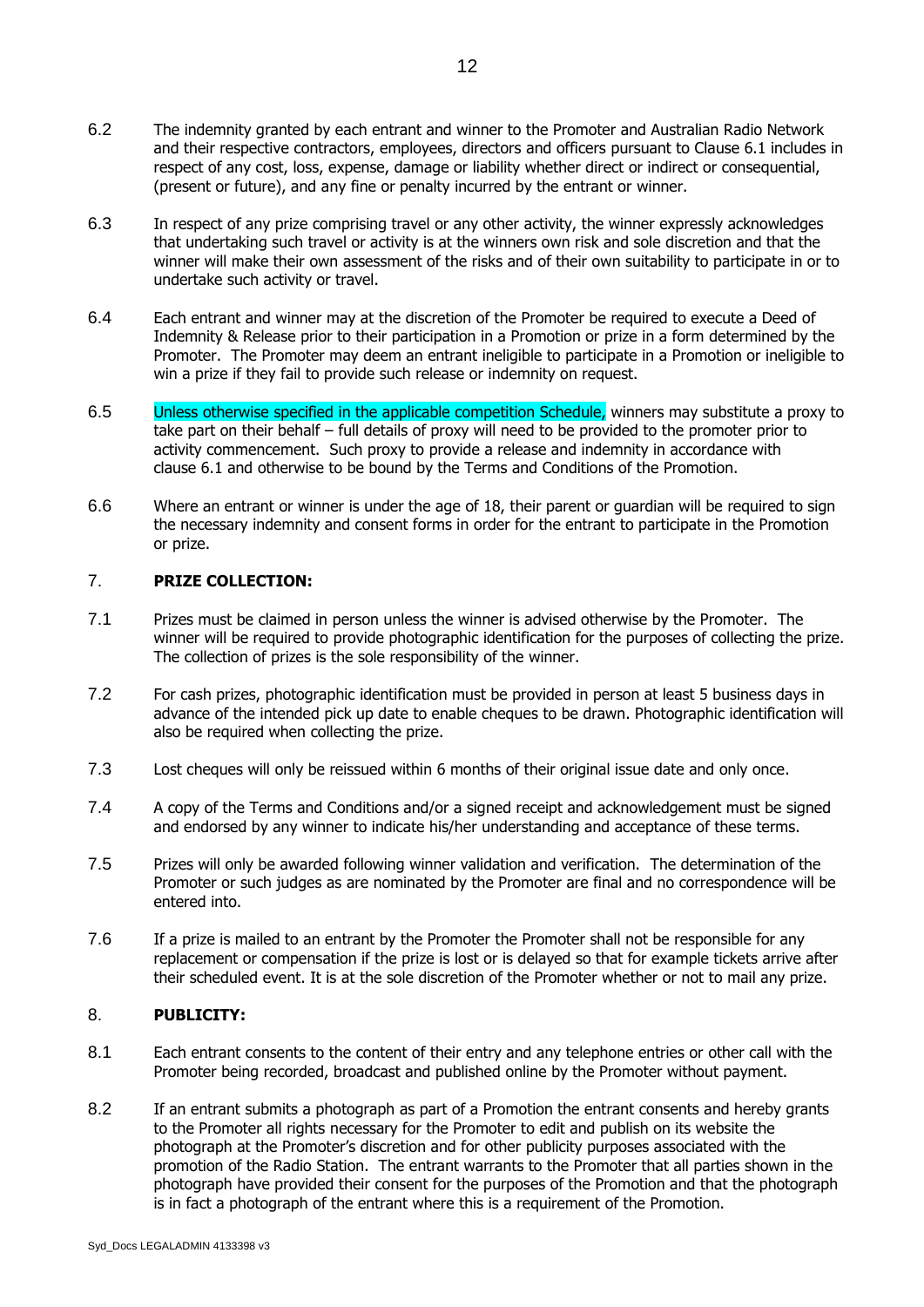6.2 The indemnity granted by each entrant and winner to the Promoter and Australian Radio Network and their respective contractors, employees, directors and officers pursuant to Clause 6.1 includes in respect of any cost, loss, expense, damage or liability whether direct or indirect or consequential, (present or future), and any fine or penalty incurred by the entrant or winner.

6.3 In respect of any prize comprising travel or any other activity, the winner expressly acknowledges that undertaking such travel or activity is at the winners own risk and sole discretion and that the winner will make their own assessment of the risks and of their own suitability to participate in or to undertake such activity or travel.

6.4 Each entrant and winner may at the discretion of the Promoter be required to execute a Deed of Indemnity & Release prior to their participation in a Promotion or prize in a form determined by the Promoter. The Promoter may deem an entrant ineligible to participate in a Promotion or ineligible to win a prize if they fail to provide such release or indemnity on request.

6.5 Unless otherwise specified in the applicable competition Schedule, winners may substitute a proxy to take part on their behalf – full details of proxy will need to be provided to the promoter prior to activity commencement. Such proxy to provide a release and indemnity in accordance with clause 6.1 and otherwise to be bound by the Terms and Conditions of the Promotion.

6.6 Where an entrant or winner is under the age of 18, their parent or guardian will be required to sign the necessary indemnity and consent forms in order for the entrant to participate in the Promotion or prize.

## 7. PRIZE COLLECTION:

7.1 Prizes must be claimed in person unless the winner is advised otherwise by the Promoter. The winner will be required to provide photographic identification for the purposes of collecting the prize. The collection of prizes is the sole responsibility of the winner.

7.2 For cash prizes, photographic identification must be provided in person at least 5 business days in advance of the intended pick up date to enable cheques to be drawn. Photographic identification will also be required when collecting the prize.

7.3 Lost cheques will only be reissued within 6 months of their original issue date and only once.

7.4 A copy of the Terms and Conditions and/or a signed receipt and acknowledgement must be signed and endorsed by any winner to indicate his/her understanding and acceptance of these terms.

7.5 Prizes will only be awarded following winner validation and verification. The determination of the Promoter or such judges as are nominated by the Promoter are final and no correspondence will be entered into.

7.6 If a prize is mailed to an entrant by the Promoter the Promoter shall not be responsible for any replacement or compensation if the prize is lost or is delayed so that for example tickets arrive after their scheduled event. It is at the sole discretion of the Promoter whether or not to mail any prize.

## 8. PUBLICITY:

8.1 Each entrant consents to the content of their entry and any telephone entries or other call with the Promoter being recorded, broadcast and published online by the Promoter without payment.

8.2 If an entrant submits a photograph as part of a Promotion the entrant consents and hereby grants to the Promoter all rights necessary for the Promoter to edit and publish on its website the photograph at the Promoter's discretion and for other publicity purposes associated with the promotion of the Radio Station. The entrant warrants to the Promoter that all parties shown in the photograph have provided their consent for the purposes of the Promotion and that the photograph is in fact a photograph of the entrant where this is a requirement of the Promotion.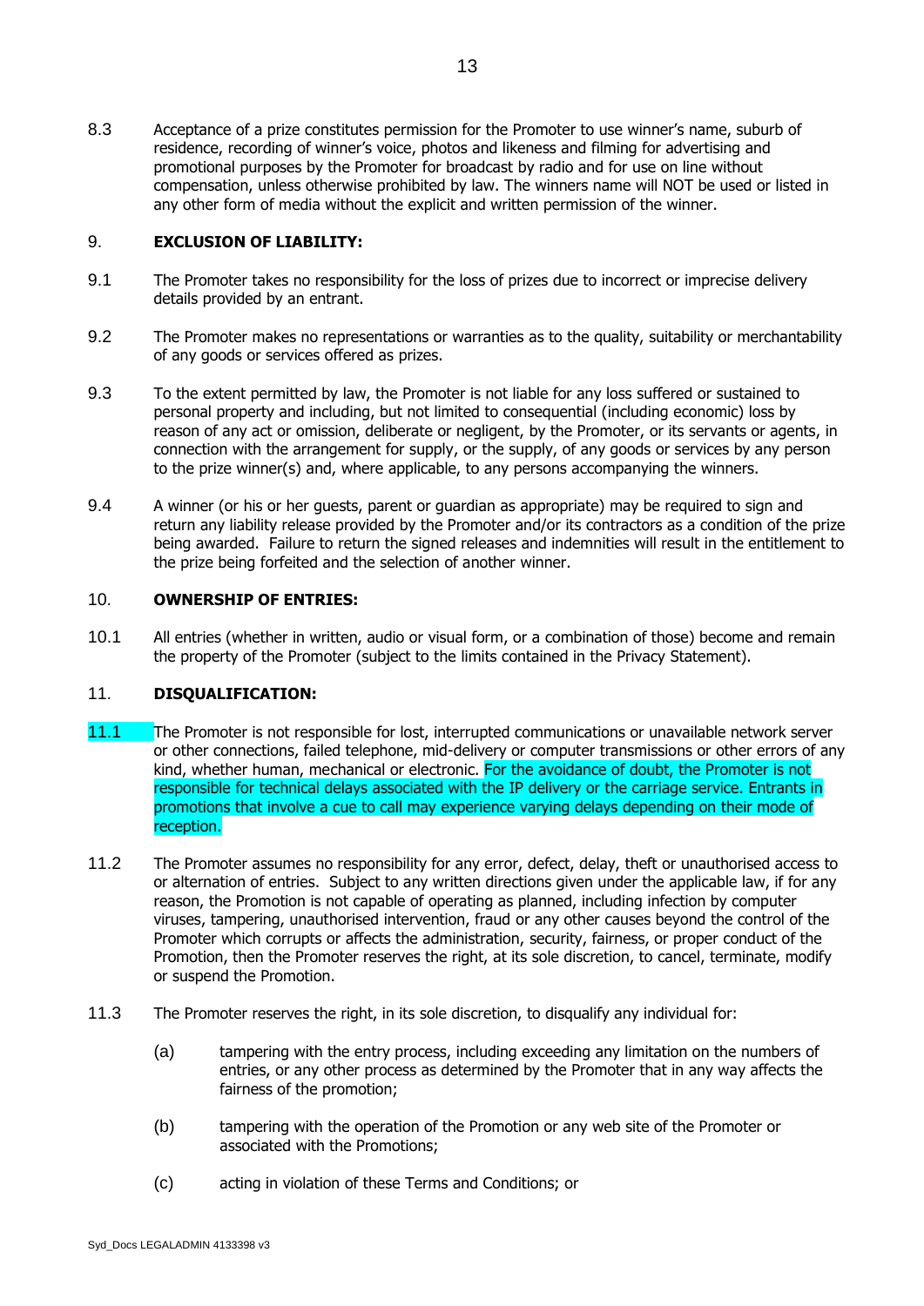8.3 Acceptance of a prize constitutes permission for the Promoter to use winner's name, suburb of residence, recording of winner's voice, photos and likeness and filming for advertising and promotional purposes by the Promoter for broadcast by radio and for use on line without compensation, unless otherwise prohibited by law. The winners name will NOT be used or listed in any other form of media without the explicit and written permission of the winner.

## 9. EXCLUSION OF LIABILITY:

9.1 The Promoter takes no responsibility for the loss of prizes due to incorrect or imprecise delivery details provided by an entrant.

9.2 The Promoter makes no representations or warranties as to the quality, suitability or merchantability of any goods or services offered as prizes.

9.3 To the extent permitted by law, the Promoter is not liable for any loss suffered or sustained to personal property and including, but not limited to consequential (including economic) loss by reason of any act or omission, deliberate or negligent, by the Promoter, or its servants or agents, in connection with the arrangement for supply, or the supply, of any goods or services by any person to the prize winner(s) and, where applicable, to any persons accompanying the winners.

9.4 A winner (or his or her guests, parent or guardian as appropriate) may be required to sign and return any liability release provided by the Promoter and/or its contractors as a condition of the prize being awarded. Failure to return the signed releases and indemnities will result in the entitlement to the prize being forfeited and the selection of another winner.

## 10. OWNERSHIP OF ENTRIES:

10.1 All entries (whether in written, audio or visual form, or a combination of those) become and remain the property of the Promoter (subject to the limits contained in the Privacy Statement).

## 11. DISQUALIFICATION:

11.1 The Promoter is not responsible for lost, interrupted communications or unavailable network server or other connections, failed telephone, mid-delivery or computer transmissions or other errors of any kind, whether human, mechanical or electronic. For the avoidance of doubt, the Promoter is not responsible for technical delays associated with the IP delivery or the carriage service. Entrants in promotions that involve a cue to call may experience varying delays depending on their mode of reception.

11.2 The Promoter assumes no responsibility for any error, defect, delay, theft or unauthorised access to or alternation of entries. Subject to any written directions given under the applicable law, if for any reason, the Promotion is not capable of operating as planned, including infection by computer viruses, tampering, unauthorised intervention, fraud or any other causes beyond the control of the Promoter which corrupts or affects the administration, security, fairness, or proper conduct of the Promotion, then the Promoter reserves the right, at its sole discretion, to cancel, terminate, modify or suspend the Promotion.

11.3 The Promoter reserves the right, in its sole discretion, to disqualify any individual for:

(a) tampering with the entry process, including exceeding any limitation on the numbers of entries, or any other process as determined by the Promoter that in any way affects the fairness of the promotion;

(b) tampering with the operation of the Promotion or any web site of the Promoter or associated with the Promotions;

(c) acting in violation of these Terms and Conditions; or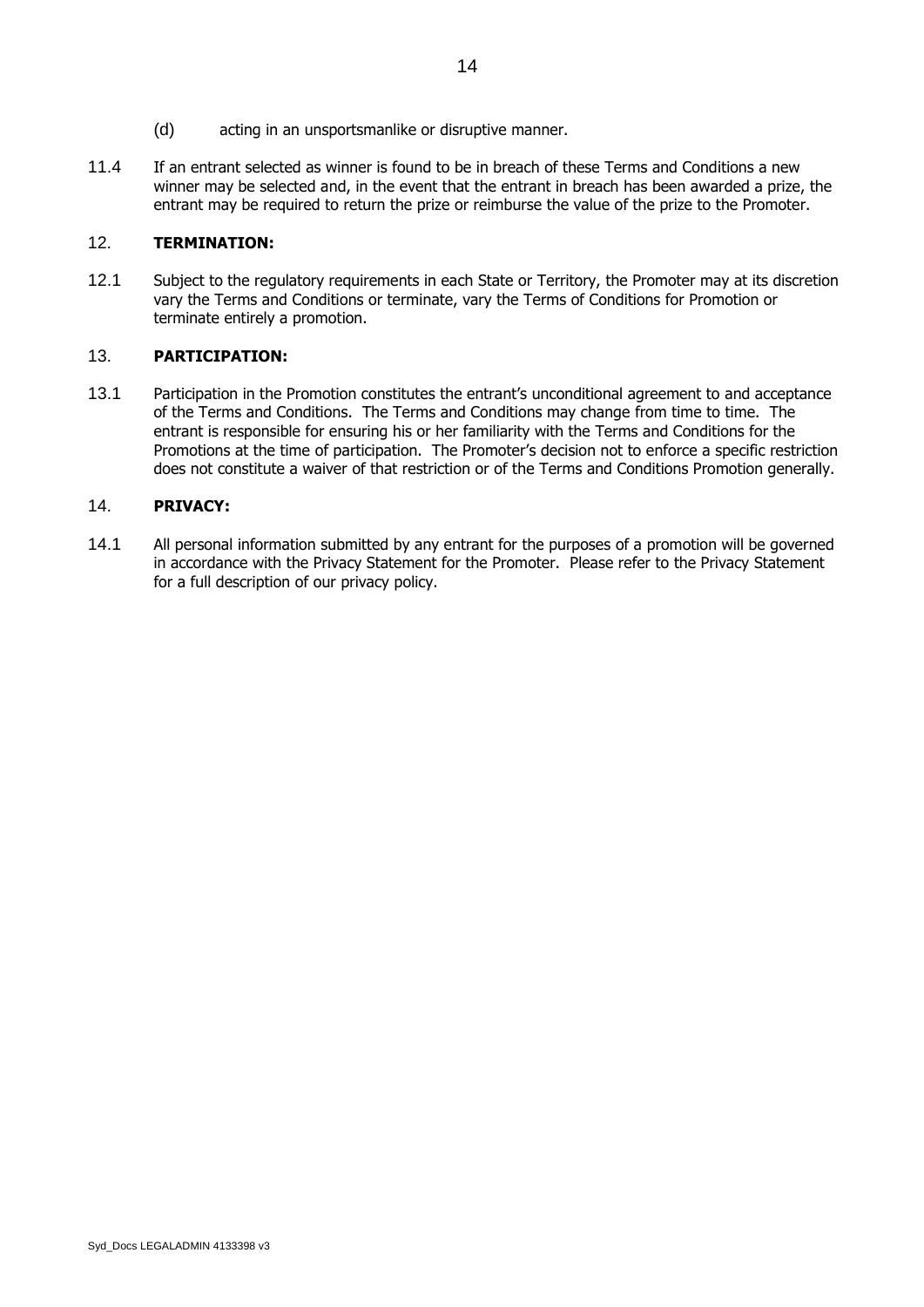(d) acting in an unsportsmanlike or disruptive manner.

11.4 If an entrant selected as winner is found to be in breach of these Terms and Conditions a new winner may be selected and, in the event that the entrant in breach has been awarded a prize, the entrant may be required to return the prize or reimburse the value of the prize to the Promoter.

## 12. **TERMINATION:**

12.1 Subject to the regulatory requirements in each State or Territory, the Promoter may at its discretion vary the Terms and Conditions or terminate, vary the Terms of Conditions for Promotion or terminate entirely a promotion.

## 13. **PARTICIPATION:**

13.1 Participation in the Promotion constitutes the entrant's unconditional agreement to and acceptance of the Terms and Conditions. The Terms and Conditions may change from time to time. The entrant is responsible for ensuring his or her familiarity with the Terms and Conditions for the Promotions at the time of participation. The Promoter's decision not to enforce a specific restriction does not constitute a waiver of that restriction or of the Terms and Conditions Promotion generally.

## 14. **PRIVACY:**

14.1 All personal information submitted by any entrant for the purposes of a promotion will be governed in accordance with the Privacy Statement for the Promoter. Please refer to the Privacy Statement for a full description of our privacy policy.